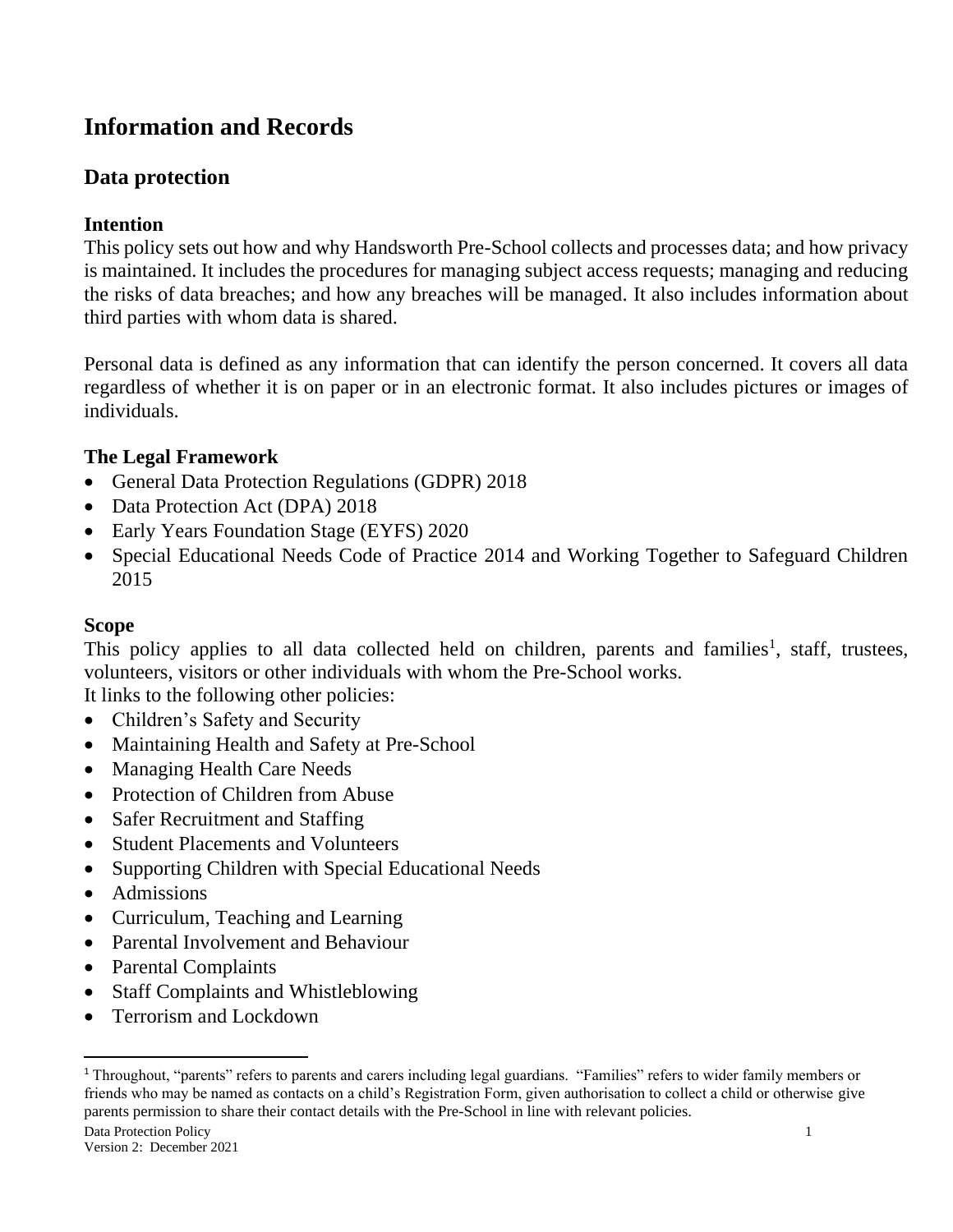# Information and Records

## Data protection

### Intention

This policy sets out how and why Handsworth Pre-School collects and processes data; and how privacy is maintained. It includes the procedures for managing subject access requests; managing and reducing the risks of data breaches; and how any breaches will be managed. It also includes information about third parties with whom data is shared.

Personal data is defined as any information that can identify the person concerned. It covers all data regardless of whether it is on paper or in an electronic format. It also includes pictures or images of individuals.

### The Legal Framework

- General Data Protection Regulations (GDPR) 2018
- Data Protection Act (DPA) 2018
- Early Years Foundation Stage (EYFS) 2020
- Special Educational Needs Code of Practice 2014 and Working Together to Safeguard Children 2015

### Scope

This policy applies to all data collected held on children, parents and families[1], staff, trustees, volunteers, visitors or other individuals with whom the Pre-School works.
It links to the following other policies:

- Children's Safety and Security
- Maintaining Health and Safety at Pre-School
- Managing Health Care Needs
- Protection of Children from Abuse
- Safer Recruitment and Staffing
- Student Placements and Volunteers
- Supporting Children with Special Educational Needs
- Admissions
- Curriculum, Teaching and Learning
- Parental Involvement and Behaviour
- Parental Complaints
- Staff Complaints and Whistleblowing
- Terrorism and Lockdown

[1] Throughout, "parents" refers to parents and carers including legal guardians. "Families" refers to wider family members or friends who may be named as contacts on a child's Registration Form, given authorisation to collect a child or otherwise give parents permission to share their contact details with the Pre-School in line with relevant policies.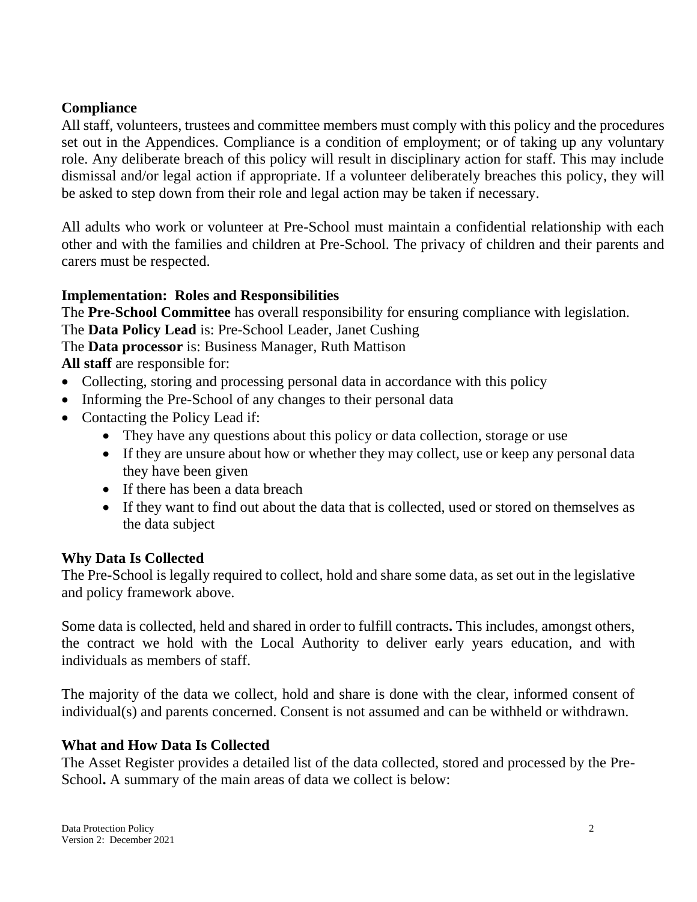**Compliance**

All staff, volunteers, trustees and committee members must comply with this policy and the procedures set out in the Appendices. Compliance is a condition of employment; or of taking up any voluntary role. Any deliberate breach of this policy will result in disciplinary action for staff. This may include dismissal and/or legal action if appropriate. If a volunteer deliberately breaches this policy, they will be asked to step down from their role and legal action may be taken if necessary.

All adults who work or volunteer at Pre-School must maintain a confidential relationship with each other and with the families and children at Pre-School. The privacy of children and their parents and carers must be respected.

**Implementation: Roles and Responsibilities**

The **Pre-School Committee** has overall responsibility for ensuring compliance with legislation.
The **Data Policy Lead** is: Pre-School Leader, Janet Cushing
The **Data processor** is: Business Manager, Ruth Mattison
**All staff** are responsible for:

- Collecting, storing and processing personal data in accordance with this policy
- Informing the Pre-School of any changes to their personal data
- Contacting the Policy Lead if:
  - They have any questions about this policy or data collection, storage or use
  - If they are unsure about how or whether they may collect, use or keep any personal data they have been given
  - If there has been a data breach
  - If they want to find out about the data that is collected, used or stored on themselves as the data subject

**Why Data Is Collected**

The Pre-School is legally required to collect, hold and share some data, as set out in the legislative and policy framework above.

Some data is collected, held and shared in order to fulfill contracts**.** This includes, amongst others, the contract we hold with the Local Authority to deliver early years education, and with individuals as members of staff.

The majority of the data we collect, hold and share is done with the clear, informed consent of individual(s) and parents concerned. Consent is not assumed and can be withheld or withdrawn.

**What and How Data Is Collected**

The Asset Register provides a detailed list of the data collected, stored and processed by the Pre-School**.** A summary of the main areas of data we collect is below: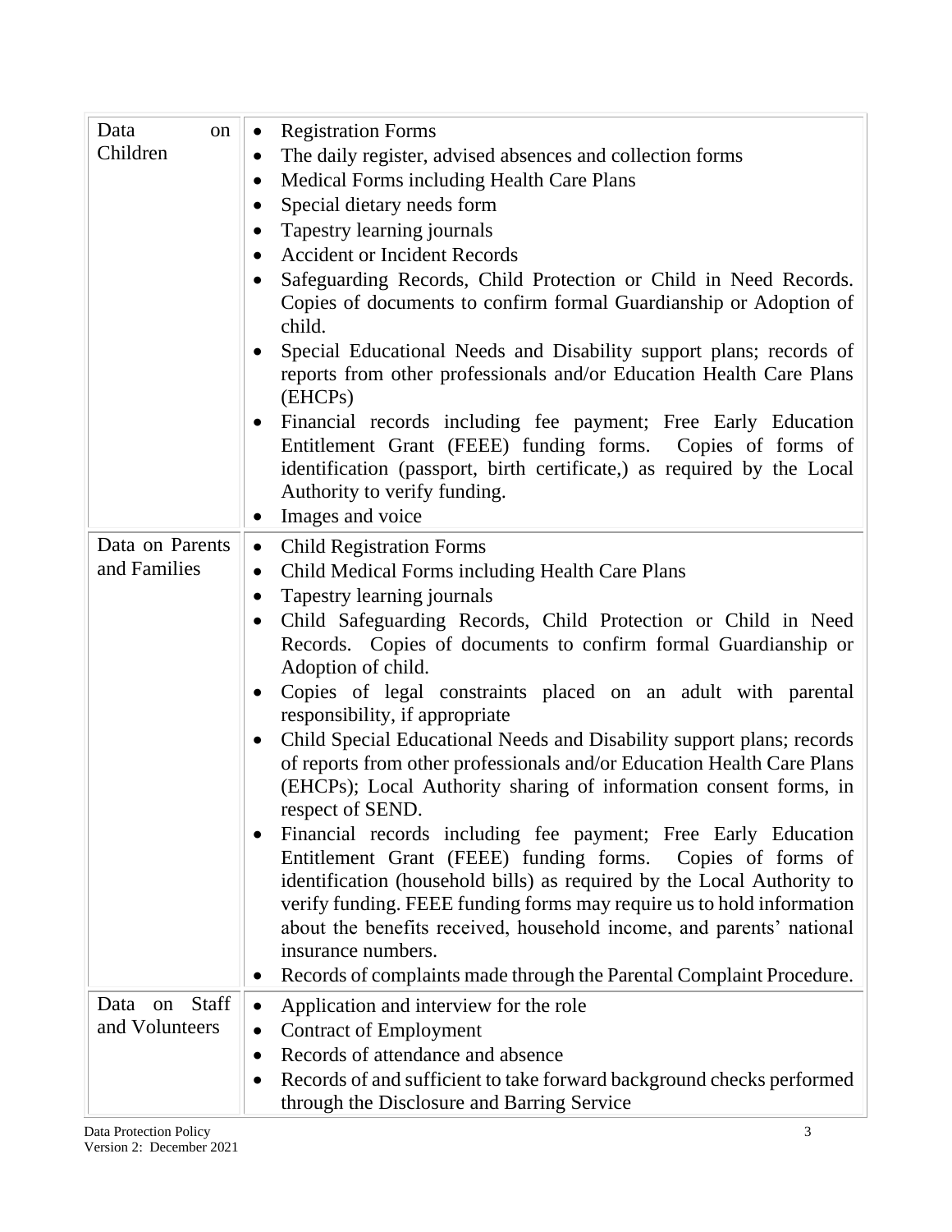| | |
|---|---|
| Data on Children | • Registration Forms<br>• The daily register, advised absences and collection forms<br>• Medical Forms including Health Care Plans<br>• Special dietary needs form<br>• Tapestry learning journals<br>• Accident or Incident Records<br>• Safeguarding Records, Child Protection or Child in Need Records. Copies of documents to confirm formal Guardianship or Adoption of child.<br>• Special Educational Needs and Disability support plans; records of reports from other professionals and/or Education Health Care Plans (EHCPs)<br>• Financial records including fee payment; Free Early Education Entitlement Grant (FEEE) funding forms. Copies of forms of identification (passport, birth certificate,) as required by the Local Authority to verify funding.<br>• Images and voice |
| Data on Parents and Families | • Child Registration Forms<br>• Child Medical Forms including Health Care Plans<br>• Tapestry learning journals<br>• Child Safeguarding Records, Child Protection or Child in Need Records. Copies of documents to confirm formal Guardianship or Adoption of child.<br>• Copies of legal constraints placed on an adult with parental responsibility, if appropriate<br>• Child Special Educational Needs and Disability support plans; records of reports from other professionals and/or Education Health Care Plans (EHCPs); Local Authority sharing of information consent forms, in respect of SEND.<br>• Financial records including fee payment; Free Early Education Entitlement Grant (FEEE) funding forms. Copies of forms of identification (household bills) as required by the Local Authority to verify funding. FEEE funding forms may require us to hold information about the benefits received, household income, and parents' national insurance numbers.<br>• Records of complaints made through the Parental Complaint Procedure. |
| Data on Staff and Volunteers | • Application and interview for the role<br>• Contract of Employment<br>• Records of attendance and absence<br>• Records of and sufficient to take forward background checks performed through the Disclosure and Barring Service |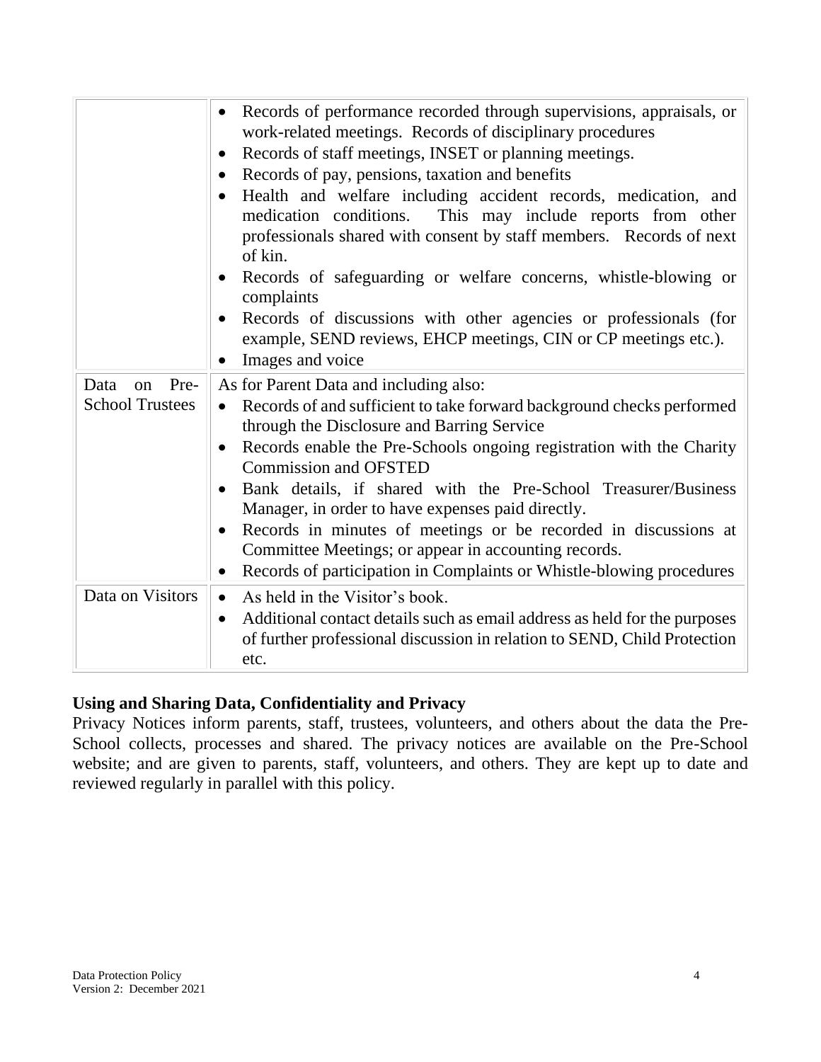| | |
|---|---|
| | • Records of performance recorded through supervisions, appraisals, or work-related meetings. Records of disciplinary procedures<br>• Records of staff meetings, INSET or planning meetings.<br>• Records of pay, pensions, taxation and benefits<br>• Health and welfare including accident records, medication, and medication conditions. This may include reports from other professionals shared with consent by staff members. Records of next of kin.<br>• Records of safeguarding or welfare concerns, whistle-blowing or complaints<br>• Records of discussions with other agencies or professionals (for example, SEND reviews, EHCP meetings, CIN or CP meetings etc.).<br>• Images and voice |
| Data on Pre-School Trustees | As for Parent Data and including also:<br>• Records of and sufficient to take forward background checks performed through the Disclosure and Barring Service<br>• Records enable the Pre-Schools ongoing registration with the Charity Commission and OFSTED<br>• Bank details, if shared with the Pre-School Treasurer/Business Manager, in order to have expenses paid directly.<br>• Records in minutes of meetings or be recorded in discussions at Committee Meetings; or appear in accounting records.<br>• Records of participation in Complaints or Whistle-blowing procedures |
| Data on Visitors | • As held in the Visitor's book.<br>• Additional contact details such as email address as held for the purposes of further professional discussion in relation to SEND, Child Protection etc. |

**Using and Sharing Data, Confidentiality and Privacy**

Privacy Notices inform parents, staff, trustees, volunteers, and others about the data the Pre-School collects, processes and shared. The privacy notices are available on the Pre-School website; and are given to parents, staff, volunteers, and others. They are kept up to date and reviewed regularly in parallel with this policy.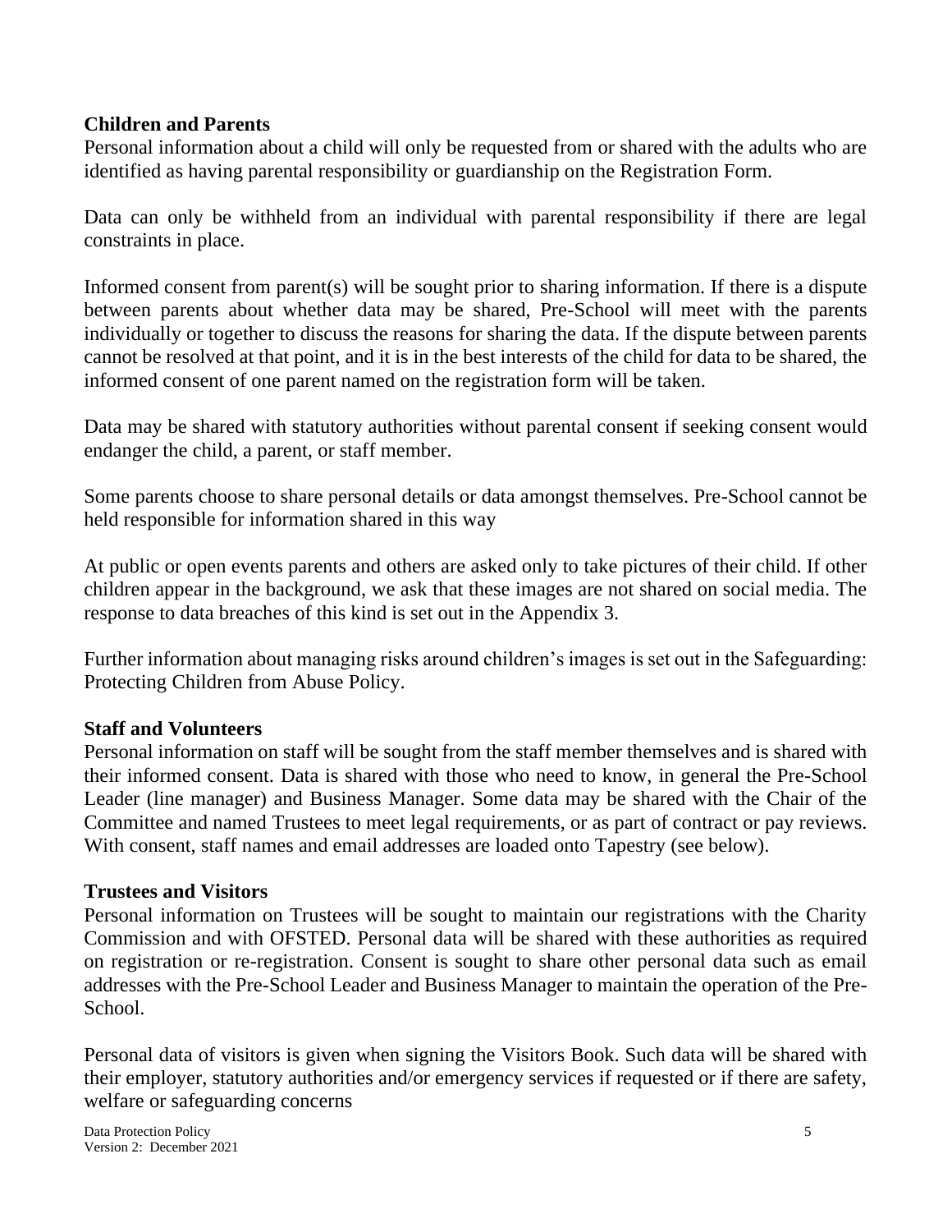**Children and Parents**

Personal information about a child will only be requested from or shared with the adults who are identified as having parental responsibility or guardianship on the Registration Form.

Data can only be withheld from an individual with parental responsibility if there are legal constraints in place.

Informed consent from parent(s) will be sought prior to sharing information. If there is a dispute between parents about whether data may be shared, Pre-School will meet with the parents individually or together to discuss the reasons for sharing the data. If the dispute between parents cannot be resolved at that point, and it is in the best interests of the child for data to be shared, the informed consent of one parent named on the registration form will be taken.

Data may be shared with statutory authorities without parental consent if seeking consent would endanger the child, a parent, or staff member.

Some parents choose to share personal details or data amongst themselves. Pre-School cannot be held responsible for information shared in this way

At public or open events parents and others are asked only to take pictures of their child. If other children appear in the background, we ask that these images are not shared on social media. The response to data breaches of this kind is set out in the Appendix 3.

Further information about managing risks around children's images is set out in the Safeguarding: Protecting Children from Abuse Policy.

**Staff and Volunteers**

Personal information on staff will be sought from the staff member themselves and is shared with their informed consent. Data is shared with those who need to know, in general the Pre-School Leader (line manager) and Business Manager. Some data may be shared with the Chair of the Committee and named Trustees to meet legal requirements, or as part of contract or pay reviews. With consent, staff names and email addresses are loaded onto Tapestry (see below).

**Trustees and Visitors**

Personal information on Trustees will be sought to maintain our registrations with the Charity Commission and with OFSTED. Personal data will be shared with these authorities as required on registration or re-registration. Consent is sought to share other personal data such as email addresses with the Pre-School Leader and Business Manager to maintain the operation of the Pre-School.

Personal data of visitors is given when signing the Visitors Book. Such data will be shared with their employer, statutory authorities and/or emergency services if requested or if there are safety, welfare or safeguarding concerns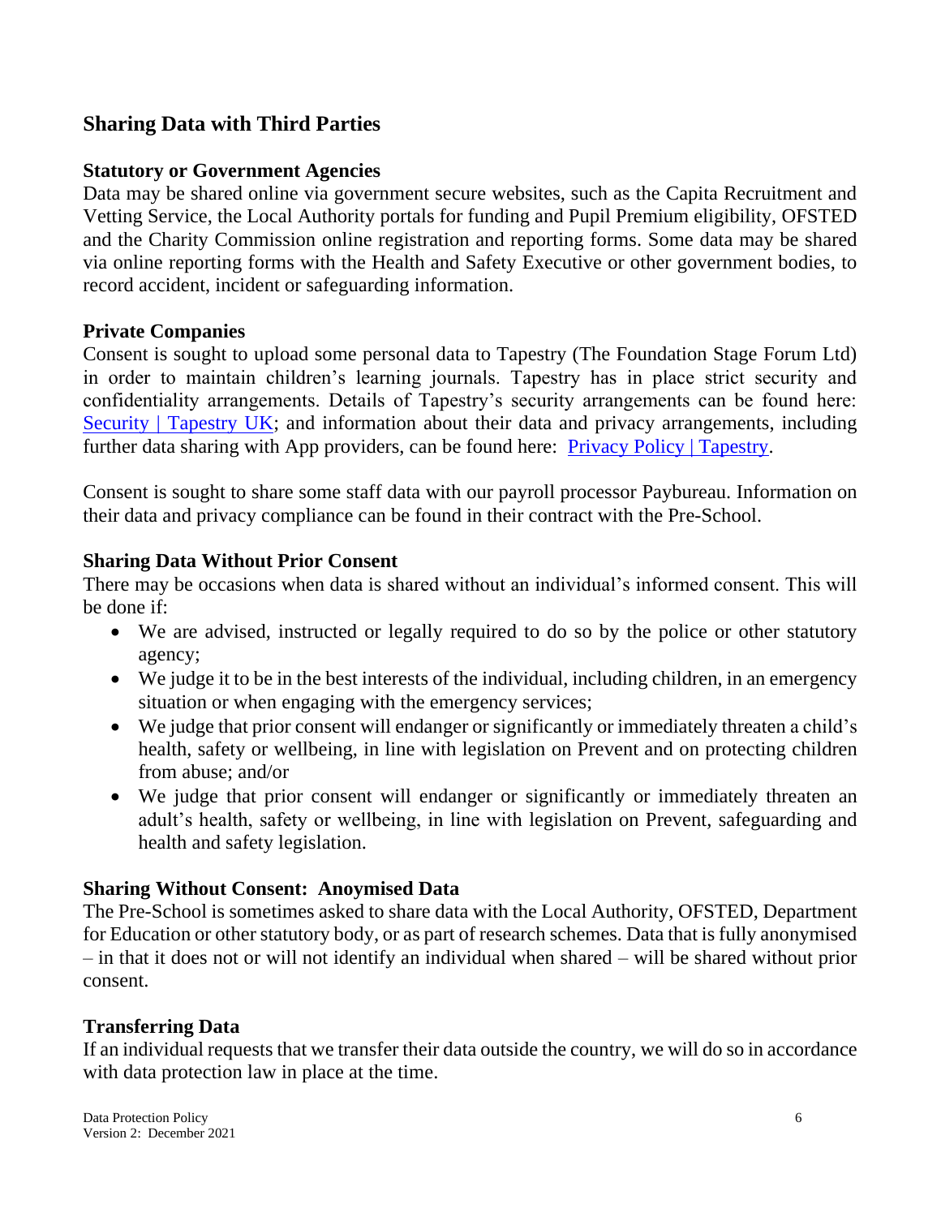## Sharing Data with Third Parties

### Statutory or Government Agencies

Data may be shared online via government secure websites, such as the Capita Recruitment and Vetting Service, the Local Authority portals for funding and Pupil Premium eligibility, OFSTED and the Charity Commission online registration and reporting forms. Some data may be shared via online reporting forms with the Health and Safety Executive or other government bodies, to record accident, incident or safeguarding information.

### Private Companies

Consent is sought to upload some personal data to Tapestry (The Foundation Stage Forum Ltd) in order to maintain children's learning journals. Tapestry has in place strict security and confidentiality arrangements. Details of Tapestry's security arrangements can be found here: Security | Tapestry UK; and information about their data and privacy arrangements, including further data sharing with App providers, can be found here: Privacy Policy | Tapestry.

Consent is sought to share some staff data with our payroll processor Paybureau. Information on their data and privacy compliance can be found in their contract with the Pre-School.

### Sharing Data Without Prior Consent

There may be occasions when data is shared without an individual's informed consent. This will be done if:

- We are advised, instructed or legally required to do so by the police or other statutory agency;
- We judge it to be in the best interests of the individual, including children, in an emergency situation or when engaging with the emergency services;
- We judge that prior consent will endanger or significantly or immediately threaten a child's health, safety or wellbeing, in line with legislation on Prevent and on protecting children from abuse; and/or
- We judge that prior consent will endanger or significantly or immediately threaten an adult's health, safety or wellbeing, in line with legislation on Prevent, safeguarding and health and safety legislation.

### Sharing Without Consent: Anoymised Data

The Pre-School is sometimes asked to share data with the Local Authority, OFSTED, Department for Education or other statutory body, or as part of research schemes. Data that is fully anonymised – in that it does not or will not identify an individual when shared – will be shared without prior consent.

### Transferring Data

If an individual requests that we transfer their data outside the country, we will do so in accordance with data protection law in place at the time.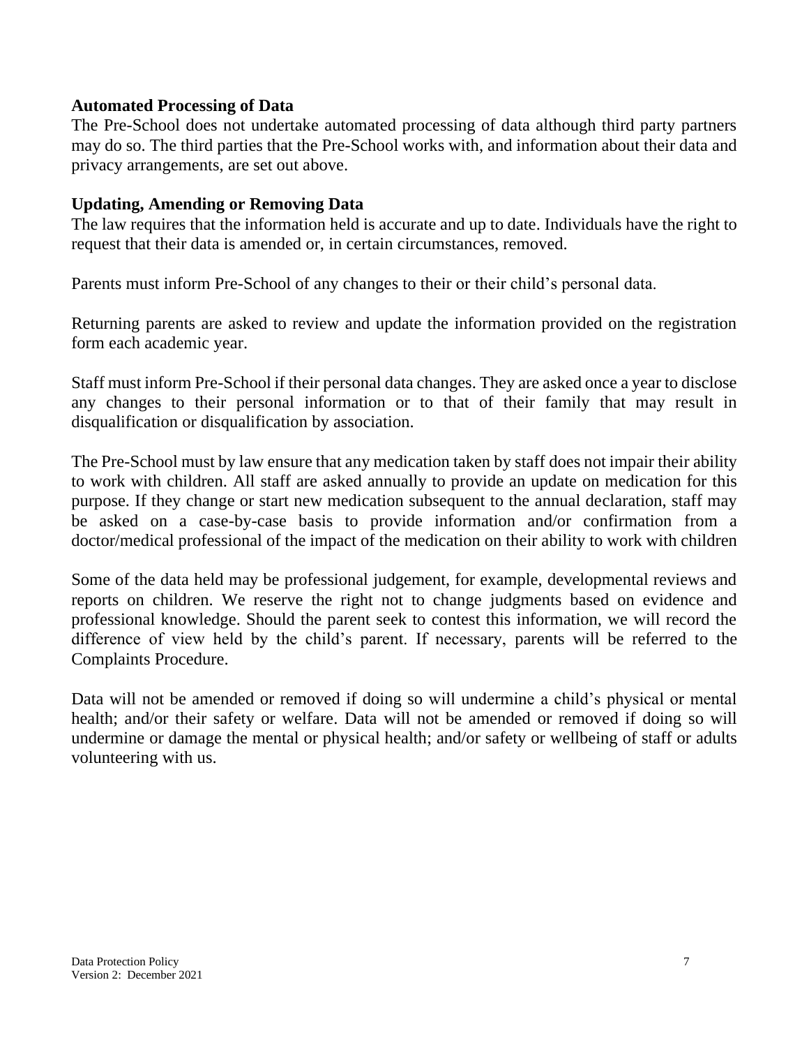### Automated Processing of Data

The Pre-School does not undertake automated processing of data although third party partners may do so. The third parties that the Pre-School works with, and information about their data and privacy arrangements, are set out above.

### Updating, Amending or Removing Data

The law requires that the information held is accurate and up to date. Individuals have the right to request that their data is amended or, in certain circumstances, removed.

Parents must inform Pre-School of any changes to their or their child's personal data.

Returning parents are asked to review and update the information provided on the registration form each academic year.

Staff must inform Pre-School if their personal data changes. They are asked once a year to disclose any changes to their personal information or to that of their family that may result in disqualification or disqualification by association.

The Pre-School must by law ensure that any medication taken by staff does not impair their ability to work with children. All staff are asked annually to provide an update on medication for this purpose. If they change or start new medication subsequent to the annual declaration, staff may be asked on a case-by-case basis to provide information and/or confirmation from a doctor/medical professional of the impact of the medication on their ability to work with children

Some of the data held may be professional judgement, for example, developmental reviews and reports on children. We reserve the right not to change judgments based on evidence and professional knowledge. Should the parent seek to contest this information, we will record the difference of view held by the child's parent. If necessary, parents will be referred to the Complaints Procedure.

Data will not be amended or removed if doing so will undermine a child's physical or mental health; and/or their safety or welfare. Data will not be amended or removed if doing so will undermine or damage the mental or physical health; and/or safety or wellbeing of staff or adults volunteering with us.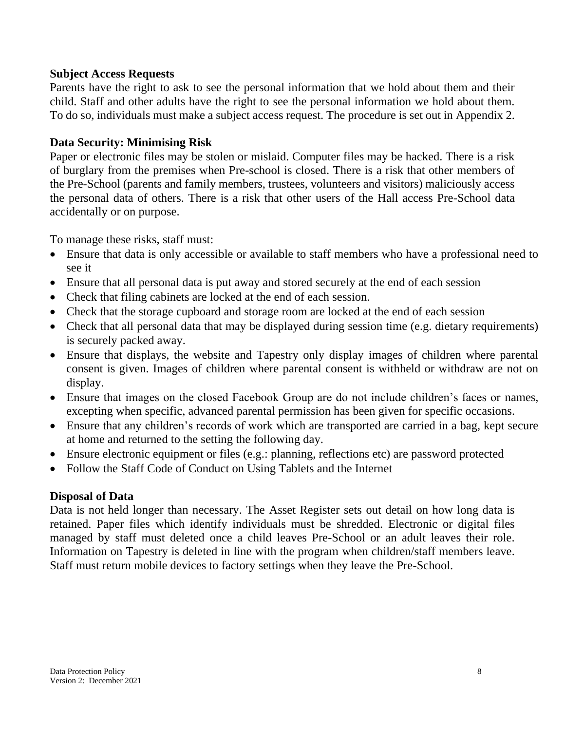**Subject Access Requests**

Parents have the right to ask to see the personal information that we hold about them and their child. Staff and other adults have the right to see the personal information we hold about them. To do so, individuals must make a subject access request. The procedure is set out in Appendix 2.

**Data Security: Minimising Risk**

Paper or electronic files may be stolen or mislaid. Computer files may be hacked. There is a risk of burglary from the premises when Pre-school is closed. There is a risk that other members of the Pre-School (parents and family members, trustees, volunteers and visitors) maliciously access the personal data of others. There is a risk that other users of the Hall access Pre-School data accidentally or on purpose.

To manage these risks, staff must:

- Ensure that data is only accessible or available to staff members who have a professional need to see it
- Ensure that all personal data is put away and stored securely at the end of each session
- Check that filing cabinets are locked at the end of each session.
- Check that the storage cupboard and storage room are locked at the end of each session
- Check that all personal data that may be displayed during session time (e.g. dietary requirements) is securely packed away.
- Ensure that displays, the website and Tapestry only display images of children where parental consent is given. Images of children where parental consent is withheld or withdraw are not on display.
- Ensure that images on the closed Facebook Group are do not include children's faces or names, excepting when specific, advanced parental permission has been given for specific occasions.
- Ensure that any children's records of work which are transported are carried in a bag, kept secure at home and returned to the setting the following day.
- Ensure electronic equipment or files (e.g.: planning, reflections etc) are password protected
- Follow the Staff Code of Conduct on Using Tablets and the Internet

**Disposal of Data**

Data is not held longer than necessary. The Asset Register sets out detail on how long data is retained. Paper files which identify individuals must be shredded. Electronic or digital files managed by staff must deleted once a child leaves Pre-School or an adult leaves their role. Information on Tapestry is deleted in line with the program when children/staff members leave. Staff must return mobile devices to factory settings when they leave the Pre-School.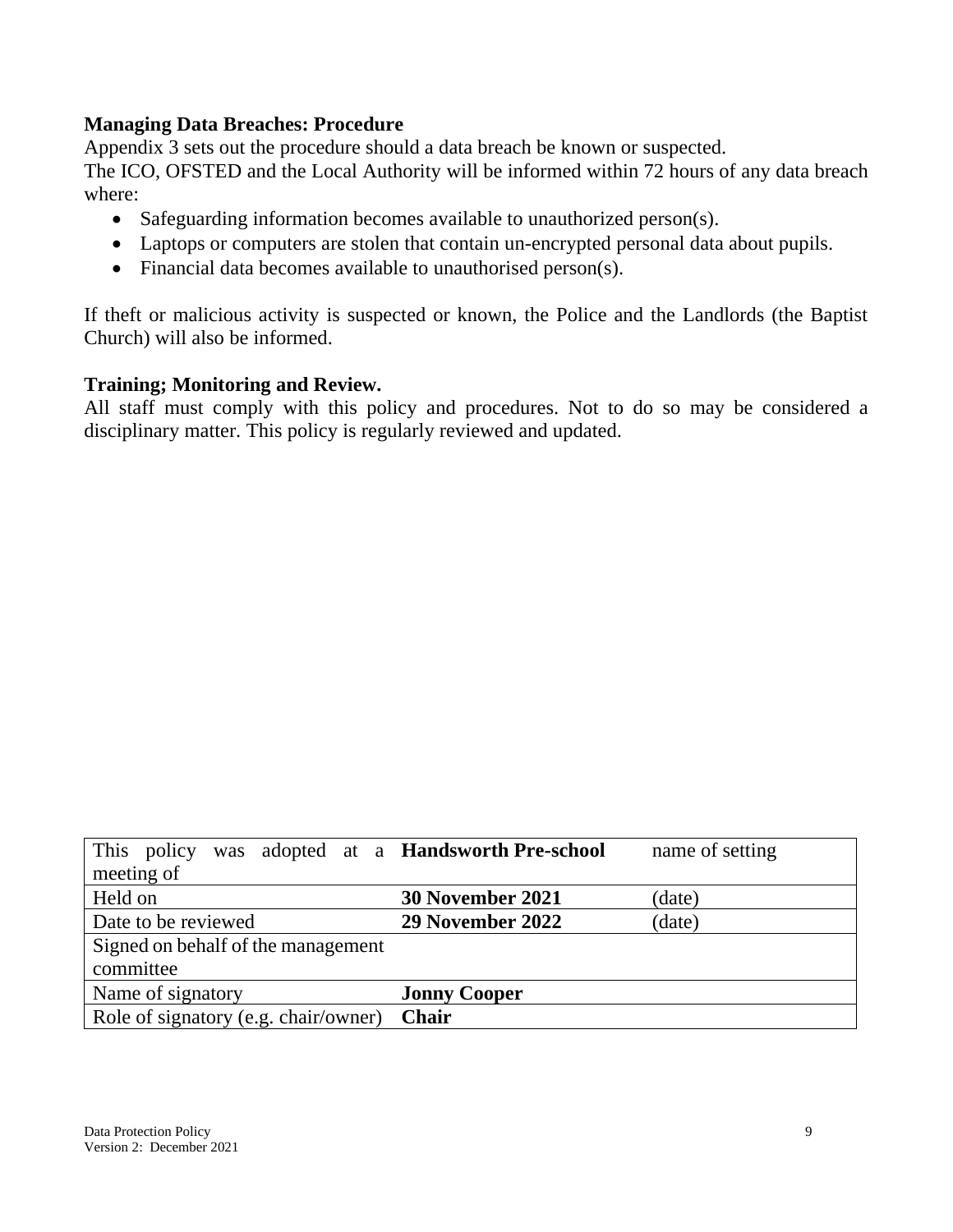**Managing Data Breaches: Procedure**

Appendix 3 sets out the procedure should a data breach be known or suspected.
The ICO, OFSTED and the Local Authority will be informed within 72 hours of any data breach where:

- Safeguarding information becomes available to unauthorized person(s).
- Laptops or computers are stolen that contain un-encrypted personal data about pupils.
- Financial data becomes available to unauthorised person(s).

If theft or malicious activity is suspected or known, the Police and the Landlords (the Baptist Church) will also be informed.

**Training; Monitoring and Review.**

All staff must comply with this policy and procedures. Not to do so may be considered a disciplinary matter. This policy is regularly reviewed and updated.

| This policy was adopted at a meeting of | **Handsworth Pre-school** | name of setting |
|---|---|---|
| Held on | **30 November 2021** | (date) |
| Date to be reviewed | **29 November 2022** | (date) |
| Signed on behalf of the management committee | | |
| Name of signatory | **Jonny Cooper** | |
| Role of signatory (e.g. chair/owner) | **Chair** | |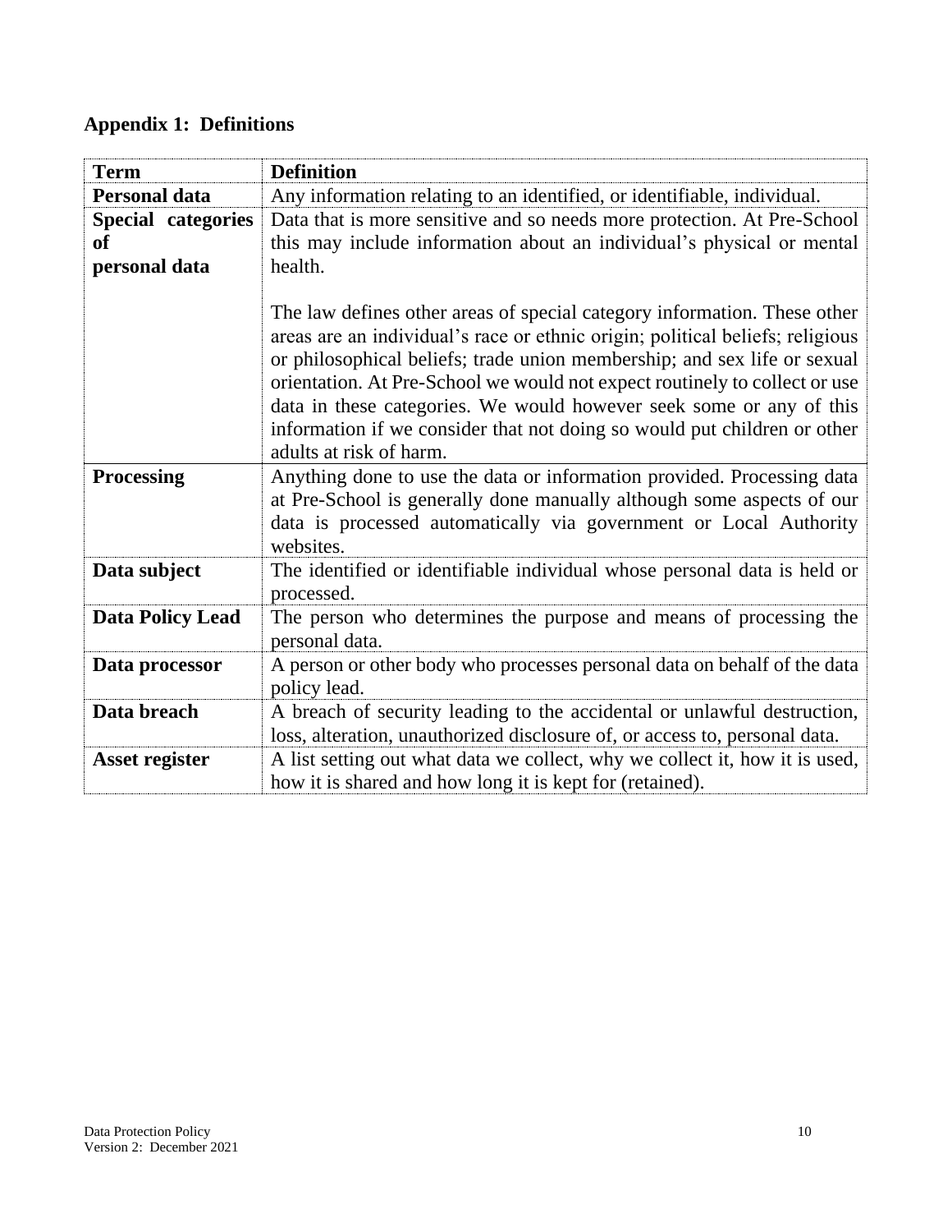## Appendix 1: Definitions

| Term | Definition |
|---|---|
| **Personal data** | Any information relating to an identified, or identifiable, individual. |
| **Special categories of personal data** | Data that is more sensitive and so needs more protection. At Pre-School this may include information about an individual's physical or mental health.<br><br>The law defines other areas of special category information. These other areas are an individual's race or ethnic origin; political beliefs; religious or philosophical beliefs; trade union membership; and sex life or sexual orientation. At Pre-School we would not expect routinely to collect or use data in these categories. We would however seek some or any of this information if we consider that not doing so would put children or other adults at risk of harm. |
| **Processing** | Anything done to use the data or information provided. Processing data at Pre-School is generally done manually although some aspects of our data is processed automatically via government or Local Authority websites. |
| **Data subject** | The identified or identifiable individual whose personal data is held or processed. |
| **Data Policy Lead** | The person who determines the purpose and means of processing the personal data. |
| **Data processor** | A person or other body who processes personal data on behalf of the data policy lead. |
| **Data breach** | A breach of security leading to the accidental or unlawful destruction, loss, alteration, unauthorized disclosure of, or access to, personal data. |
| **Asset register** | A list setting out what data we collect, why we collect it, how it is used, how it is shared and how long it is kept for (retained). |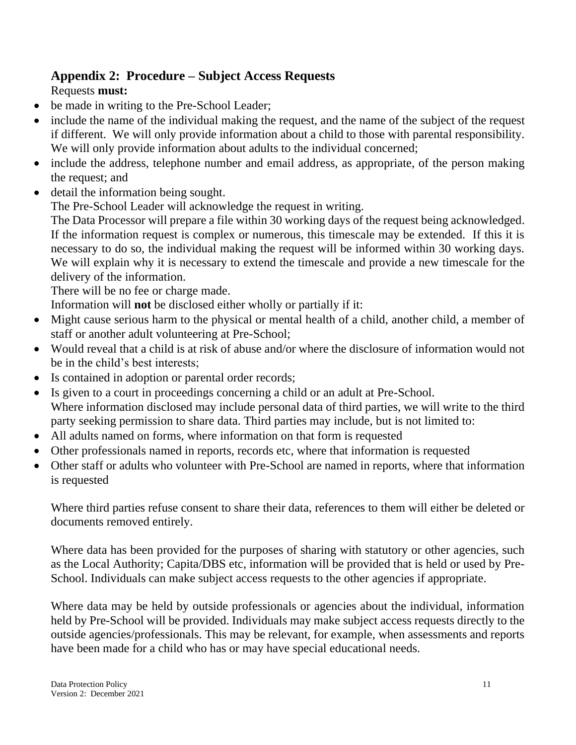## Appendix 2: Procedure – Subject Access Requests

Requests **must:**

- be made in writing to the Pre-School Leader;
- include the name of the individual making the request, and the name of the subject of the request if different. We will only provide information about a child to those with parental responsibility. We will only provide information about adults to the individual concerned;
- include the address, telephone number and email address, as appropriate, of the person making the request; and
- detail the information being sought.

The Pre-School Leader will acknowledge the request in writing.

The Data Processor will prepare a file within 30 working days of the request being acknowledged. If the information request is complex or numerous, this timescale may be extended. If this it is necessary to do so, the individual making the request will be informed within 30 working days. We will explain why it is necessary to extend the timescale and provide a new timescale for the delivery of the information.

There will be no fee or charge made.

Information will **not** be disclosed either wholly or partially if it:

- Might cause serious harm to the physical or mental health of a child, another child, a member of staff or another adult volunteering at Pre-School;
- Would reveal that a child is at risk of abuse and/or where the disclosure of information would not be in the child's best interests;
- Is contained in adoption or parental order records;
- Is given to a court in proceedings concerning a child or an adult at Pre-School.

Where information disclosed may include personal data of third parties, we will write to the third party seeking permission to share data. Third parties may include, but is not limited to:

- All adults named on forms, where information on that form is requested
- Other professionals named in reports, records etc, where that information is requested
- Other staff or adults who volunteer with Pre-School are named in reports, where that information is requested

Where third parties refuse consent to share their data, references to them will either be deleted or documents removed entirely.

Where data has been provided for the purposes of sharing with statutory or other agencies, such as the Local Authority; Capita/DBS etc, information will be provided that is held or used by Pre-School. Individuals can make subject access requests to the other agencies if appropriate.

Where data may be held by outside professionals or agencies about the individual, information held by Pre-School will be provided. Individuals may make subject access requests directly to the outside agencies/professionals. This may be relevant, for example, when assessments and reports have been made for a child who has or may have special educational needs.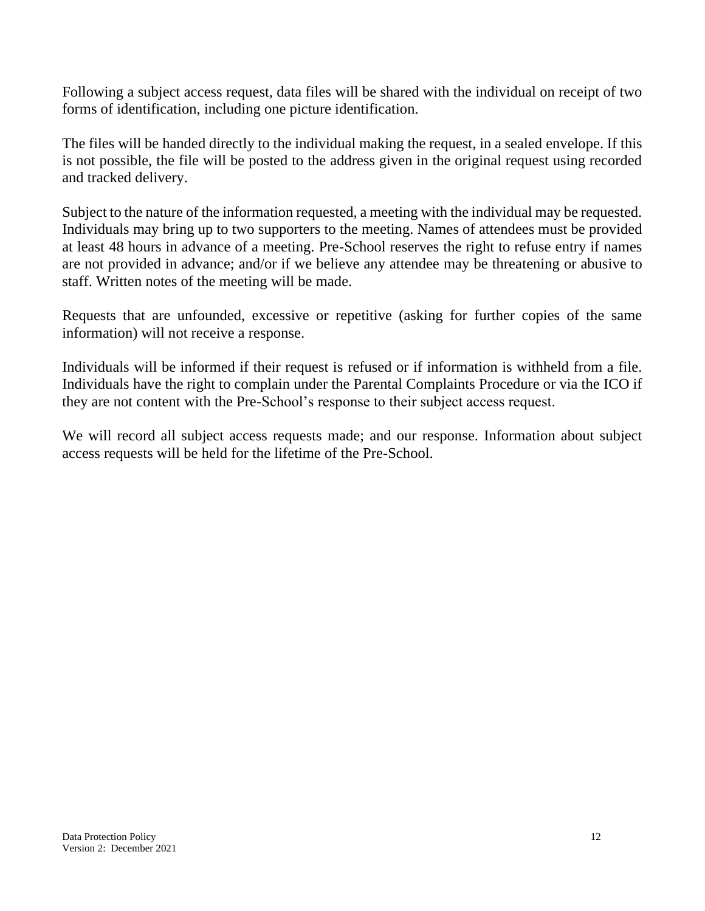Following a subject access request, data files will be shared with the individual on receipt of two forms of identification, including one picture identification.

The files will be handed directly to the individual making the request, in a sealed envelope. If this is not possible, the file will be posted to the address given in the original request using recorded and tracked delivery.

Subject to the nature of the information requested, a meeting with the individual may be requested. Individuals may bring up to two supporters to the meeting. Names of attendees must be provided at least 48 hours in advance of a meeting. Pre-School reserves the right to refuse entry if names are not provided in advance; and/or if we believe any attendee may be threatening or abusive to staff. Written notes of the meeting will be made.

Requests that are unfounded, excessive or repetitive (asking for further copies of the same information) will not receive a response.

Individuals will be informed if their request is refused or if information is withheld from a file. Individuals have the right to complain under the Parental Complaints Procedure or via the ICO if they are not content with the Pre-School's response to their subject access request.

We will record all subject access requests made; and our response. Information about subject access requests will be held for the lifetime of the Pre-School.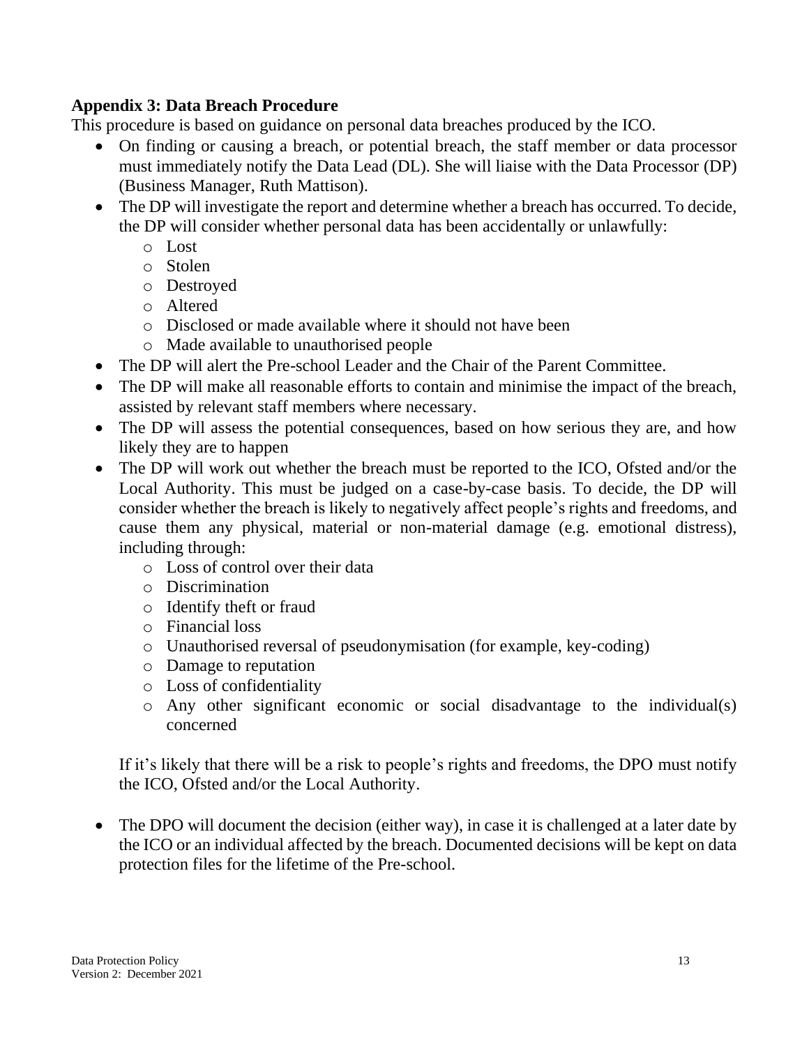**Appendix 3: Data Breach Procedure**

This procedure is based on guidance on personal data breaches produced by the ICO.

- On finding or causing a breach, or potential breach, the staff member or data processor must immediately notify the Data Lead (DL). She will liaise with the Data Processor (DP) (Business Manager, Ruth Mattison).
- The DP will investigate the report and determine whether a breach has occurred. To decide, the DP will consider whether personal data has been accidentally or unlawfully:
  - Lost
  - Stolen
  - Destroyed
  - Altered
  - Disclosed or made available where it should not have been
  - Made available to unauthorised people
- The DP will alert the Pre-school Leader and the Chair of the Parent Committee.
- The DP will make all reasonable efforts to contain and minimise the impact of the breach, assisted by relevant staff members where necessary.
- The DP will assess the potential consequences, based on how serious they are, and how likely they are to happen
- The DP will work out whether the breach must be reported to the ICO, Ofsted and/or the Local Authority. This must be judged on a case-by-case basis. To decide, the DP will consider whether the breach is likely to negatively affect people's rights and freedoms, and cause them any physical, material or non-material damage (e.g. emotional distress), including through:
  - Loss of control over their data
  - Discrimination
  - Identify theft or fraud
  - Financial loss
  - Unauthorised reversal of pseudonymisation (for example, key-coding)
  - Damage to reputation
  - Loss of confidentiality
  - Any other significant economic or social disadvantage to the individual(s) concerned

  If it's likely that there will be a risk to people's rights and freedoms, the DPO must notify the ICO, Ofsted and/or the Local Authority.

- The DPO will document the decision (either way), in case it is challenged at a later date by the ICO or an individual affected by the breach. Documented decisions will be kept on data protection files for the lifetime of the Pre-school.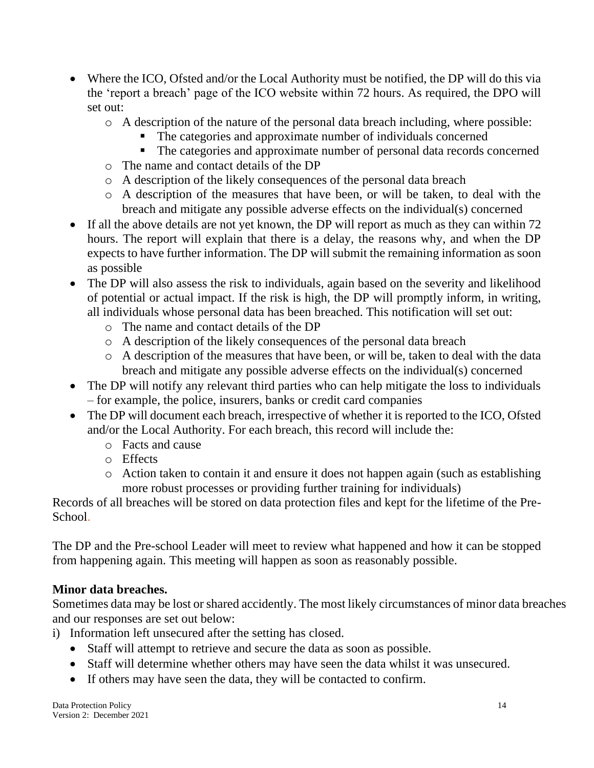- Where the ICO, Ofsted and/or the Local Authority must be notified, the DP will do this via the 'report a breach' page of the ICO website within 72 hours. As required, the DPO will set out:
    - A description of the nature of the personal data breach including, where possible:
        - The categories and approximate number of individuals concerned
        - The categories and approximate number of personal data records concerned
    - The name and contact details of the DP
    - A description of the likely consequences of the personal data breach
    - A description of the measures that have been, or will be taken, to deal with the breach and mitigate any possible adverse effects on the individual(s) concerned
- If all the above details are not yet known, the DP will report as much as they can within 72 hours. The report will explain that there is a delay, the reasons why, and when the DP expects to have further information. The DP will submit the remaining information as soon as possible
- The DP will also assess the risk to individuals, again based on the severity and likelihood of potential or actual impact. If the risk is high, the DP will promptly inform, in writing, all individuals whose personal data has been breached. This notification will set out:
    - The name and contact details of the DP
    - A description of the likely consequences of the personal data breach
    - A description of the measures that have been, or will be, taken to deal with the data breach and mitigate any possible adverse effects on the individual(s) concerned
- The DP will notify any relevant third parties who can help mitigate the loss to individuals – for example, the police, insurers, banks or credit card companies
- The DP will document each breach, irrespective of whether it is reported to the ICO, Ofsted and/or the Local Authority. For each breach, this record will include the:
    - Facts and cause
    - Effects
    - Action taken to contain it and ensure it does not happen again (such as establishing more robust processes or providing further training for individuals)

Records of all breaches will be stored on data protection files and kept for the lifetime of the Pre-School.

The DP and the Pre-school Leader will meet to review what happened and how it can be stopped from happening again. This meeting will happen as soon as reasonably possible.

**Minor data breaches.**

Sometimes data may be lost or shared accidently. The most likely circumstances of minor data breaches and our responses are set out below:

i) Information left unsecured after the setting has closed.
   - Staff will attempt to retrieve and secure the data as soon as possible.
   - Staff will determine whether others may have seen the data whilst it was unsecured.
   - If others may have seen the data, they will be contacted to confirm.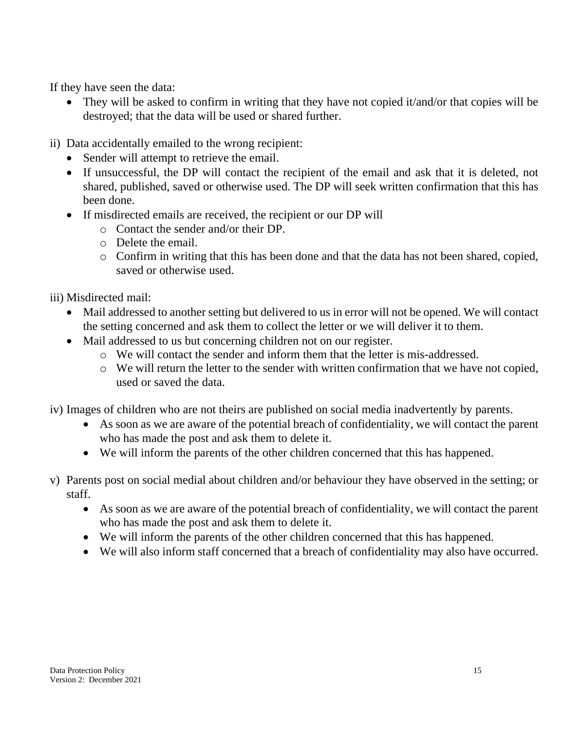If they have seen the data:

- They will be asked to confirm in writing that they have not copied it/and/or that copies will be destroyed; that the data will be used or shared further.

ii) Data accidentally emailed to the wrong recipient:

- Sender will attempt to retrieve the email.
- If unsuccessful, the DP will contact the recipient of the email and ask that it is deleted, not shared, published, saved or otherwise used. The DP will seek written confirmation that this has been done.
- If misdirected emails are received, the recipient or our DP will
    - Contact the sender and/or their DP.
    - Delete the email.
    - Confirm in writing that this has been done and that the data has not been shared, copied, saved or otherwise used.

iii) Misdirected mail:

- Mail addressed to another setting but delivered to us in error will not be opened. We will contact the setting concerned and ask them to collect the letter or we will deliver it to them.
- Mail addressed to us but concerning children not on our register.
    - We will contact the sender and inform them that the letter is mis-addressed.
    - We will return the letter to the sender with written confirmation that we have not copied, used or saved the data.

iv) Images of children who are not theirs are published on social media inadvertently by parents.

- As soon as we are aware of the potential breach of confidentiality, we will contact the parent who has made the post and ask them to delete it.
- We will inform the parents of the other children concerned that this has happened.

v) Parents post on social medial about children and/or behaviour they have observed in the setting; or staff.

- As soon as we are aware of the potential breach of confidentiality, we will contact the parent who has made the post and ask them to delete it.
- We will inform the parents of the other children concerned that this has happened.
- We will also inform staff concerned that a breach of confidentiality may also have occurred.